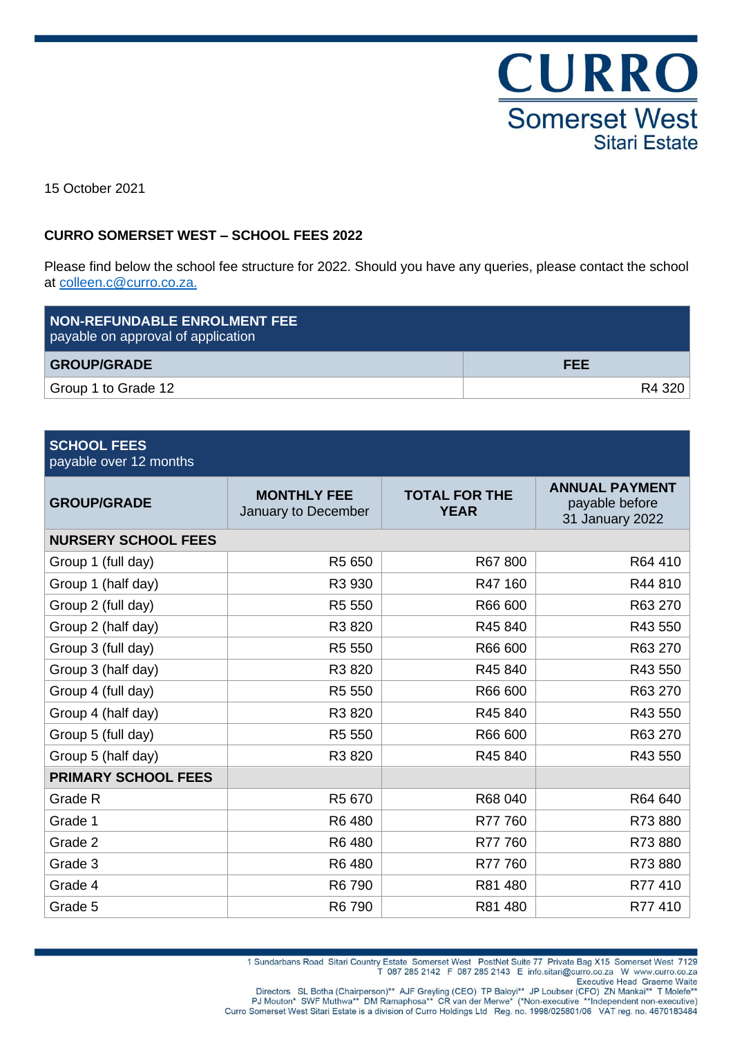CURRO
Somerset West
Sitari Estate

15 October 2021

**CURRO SOMERSET WEST – SCHOOL FEES 2022**

Please find below the school fee structure for 2022. Should you have any queries, please contact the school at colleen.c@curro.co.za.

| **NON-REFUNDABLE ENROLMENT FEE** payable on approval of application | |
|---|---|
| **GROUP/GRADE** | **FEE** |
| Group 1 to Grade 12 | R4 320 |

| **SCHOOL FEES** payable over 12 months | | | |
|---|---|---|---|
| **GROUP/GRADE** | **MONTHLY FEE** January to December | **TOTAL FOR THE YEAR** | **ANNUAL PAYMENT** payable before 31 January 2022 |
| **NURSERY SCHOOL FEES** | | | |
| Group 1 (full day) | R5 650 | R67 800 | R64 410 |
| Group 1 (half day) | R3 930 | R47 160 | R44 810 |
| Group 2 (full day) | R5 550 | R66 600 | R63 270 |
| Group 2 (half day) | R3 820 | R45 840 | R43 550 |
| Group 3 (full day) | R5 550 | R66 600 | R63 270 |
| Group 3 (half day) | R3 820 | R45 840 | R43 550 |
| Group 4 (full day) | R5 550 | R66 600 | R63 270 |
| Group 4 (half day) | R3 820 | R45 840 | R43 550 |
| Group 5 (full day) | R5 550 | R66 600 | R63 270 |
| Group 5 (half day) | R3 820 | R45 840 | R43 550 |
| **PRIMARY SCHOOL FEES** | | | |
| Grade R | R5 670 | R68 040 | R64 640 |
| Grade 1 | R6 480 | R77 760 | R73 880 |
| Grade 2 | R6 480 | R77 760 | R73 880 |
| Grade 3 | R6 480 | R77 760 | R73 880 |
| Grade 4 | R6 790 | R81 480 | R77 410 |
| Grade 5 | R6 790 | R81 480 | R77 410 |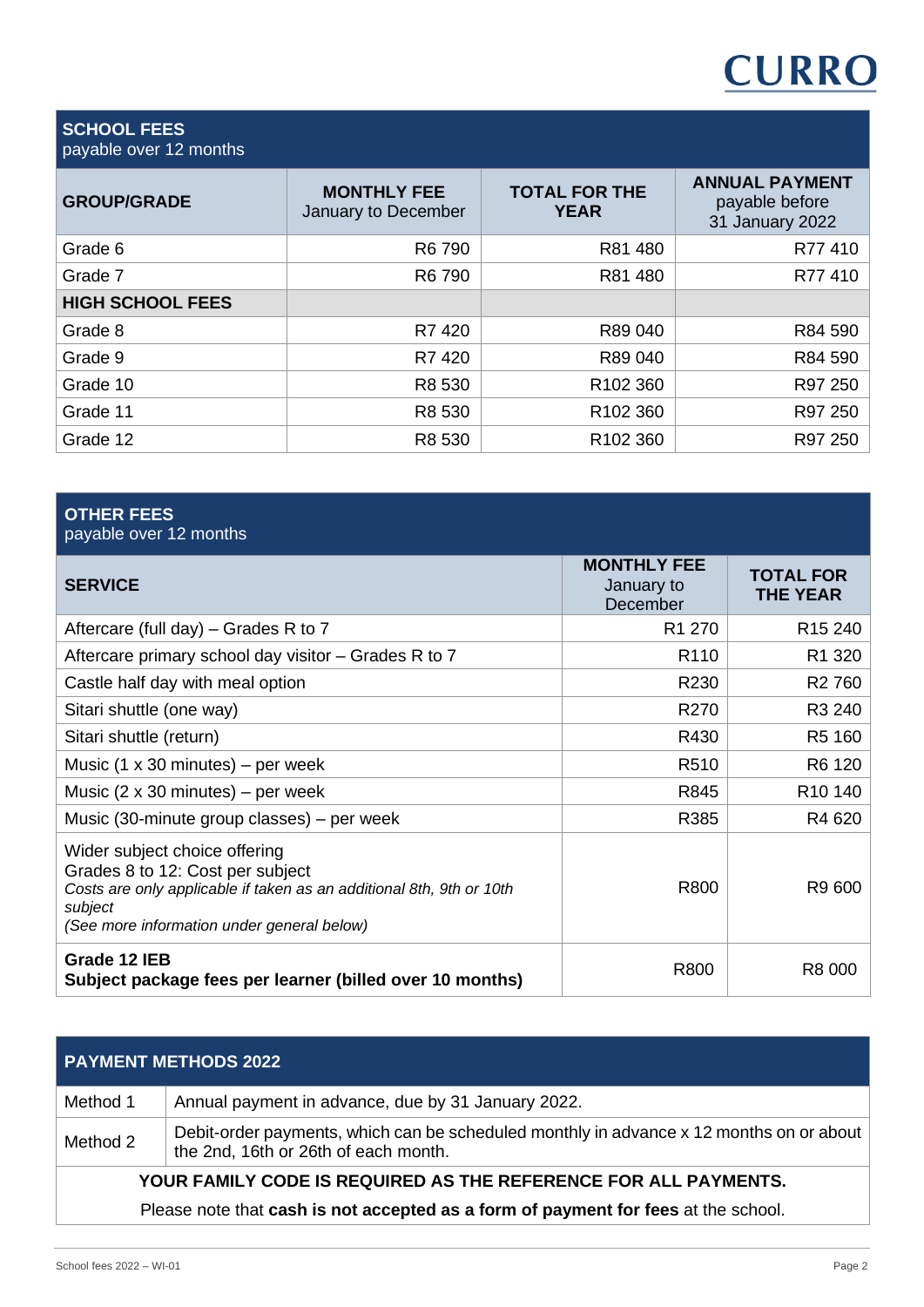CURRO

## SCHOOL FEES
payable over 12 months

| GROUP/GRADE | MONTHLY FEE January to December | TOTAL FOR THE YEAR | ANNUAL PAYMENT payable before 31 January 2022 |
|---|---|---|---|
| Grade 6 | R6 790 | R81 480 | R77 410 |
| Grade 7 | R6 790 | R81 480 | R77 410 |
| **HIGH SCHOOL FEES** | | | |
| Grade 8 | R7 420 | R89 040 | R84 590 |
| Grade 9 | R7 420 | R89 040 | R84 590 |
| Grade 10 | R8 530 | R102 360 | R97 250 |
| Grade 11 | R8 530 | R102 360 | R97 250 |
| Grade 12 | R8 530 | R102 360 | R97 250 |

## OTHER FEES
payable over 12 months

| SERVICE | MONTHLY FEE January to December | TOTAL FOR THE YEAR |
|---|---|---|
| Aftercare (full day) – Grades R to 7 | R1 270 | R15 240 |
| Aftercare primary school day visitor – Grades R to 7 | R110 | R1 320 |
| Castle half day with meal option | R230 | R2 760 |
| Sitari shuttle (one way) | R270 | R3 240 |
| Sitari shuttle (return) | R430 | R5 160 |
| Music (1 x 30 minutes) – per week | R510 | R6 120 |
| Music (2 x 30 minutes) – per week | R845 | R10 140 |
| Music (30-minute group classes) – per week | R385 | R4 620 |
| Wider subject choice offering<br>Grades 8 to 12: Cost per subject<br>*Costs are only applicable if taken as an additional 8th, 9th or 10th subject*<br>*(See more information under general below)* | R800 | R9 600 |
| **Grade 12 IEB**<br>**Subject package fees per learner (billed over 10 months)** | R800 | R8 000 |

## PAYMENT METHODS 2022

| | |
|---|---|
| Method 1 | Annual payment in advance, due by 31 January 2022. |
| Method 2 | Debit-order payments, which can be scheduled monthly in advance x 12 months on or about the 2nd, 16th or 26th of each month. |

**YOUR FAMILY CODE IS REQUIRED AS THE REFERENCE FOR ALL PAYMENTS.**

Please note that **cash is not accepted as a form of payment for fees** at the school.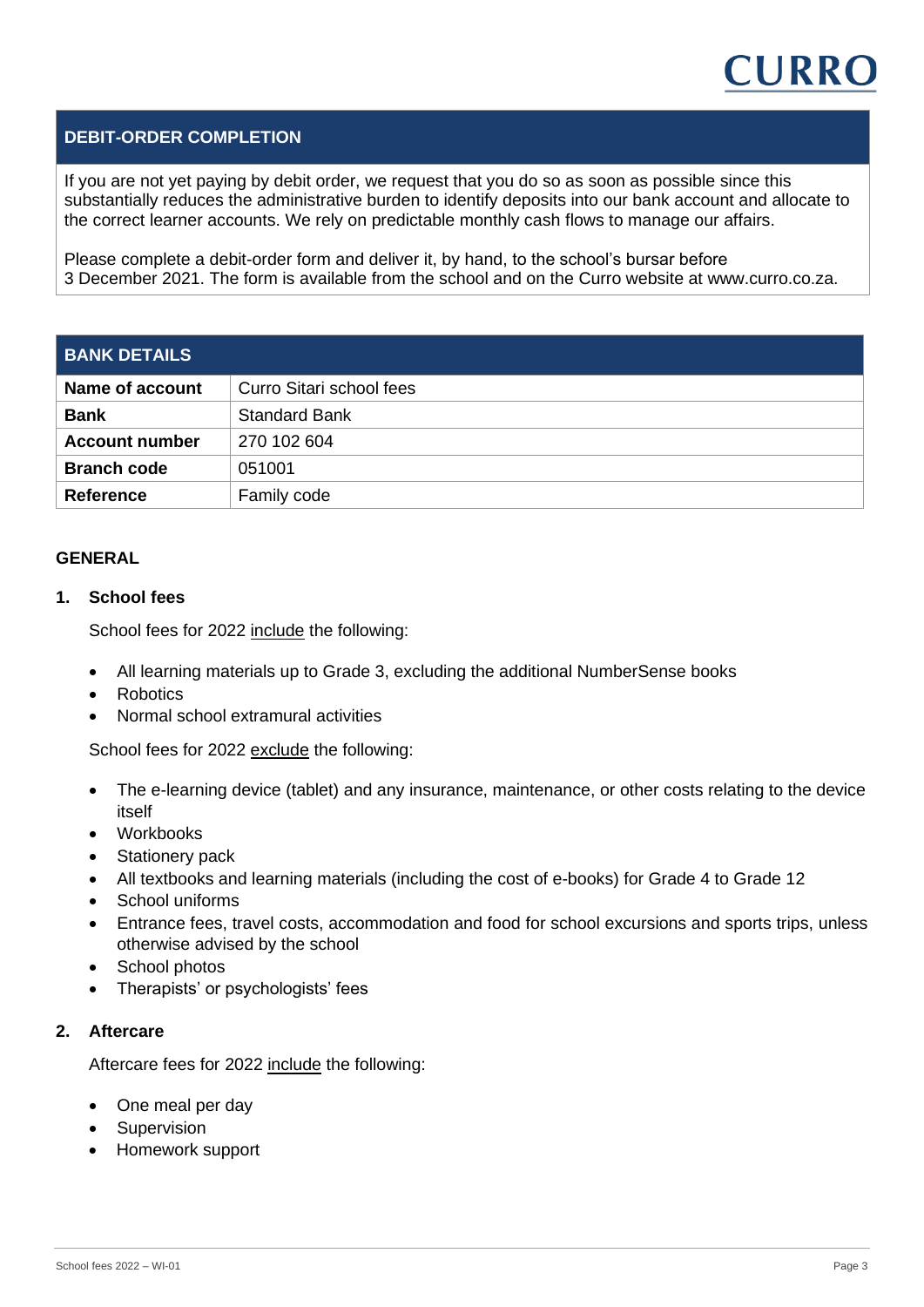## DEBIT-ORDER COMPLETION

If you are not yet paying by debit order, we request that you do so as soon as possible since this substantially reduces the administrative burden to identify deposits into our bank account and allocate to the correct learner accounts. We rely on predictable monthly cash flows to manage our affairs.

Please complete a debit-order form and deliver it, by hand, to the school's bursar before 3 December 2021. The form is available from the school and on the Curro website at www.curro.co.za.

| BANK DETAILS | |
|---|---|
| **Name of account** | Curro Sitari school fees |
| **Bank** | Standard Bank |
| **Account number** | 270 102 604 |
| **Branch code** | 051001 |
| **Reference** | Family code |

## GENERAL

### 1. School fees

School fees for 2022 include the following:

- All learning materials up to Grade 3, excluding the additional NumberSense books
- Robotics
- Normal school extramural activities

School fees for 2022 exclude the following:

- The e-learning device (tablet) and any insurance, maintenance, or other costs relating to the device itself
- Workbooks
- Stationery pack
- All textbooks and learning materials (including the cost of e-books) for Grade 4 to Grade 12
- School uniforms
- Entrance fees, travel costs, accommodation and food for school excursions and sports trips, unless otherwise advised by the school
- School photos
- Therapists' or psychologists' fees

### 2. Aftercare

Aftercare fees for 2022 include the following:

- One meal per day
- Supervision
- Homework support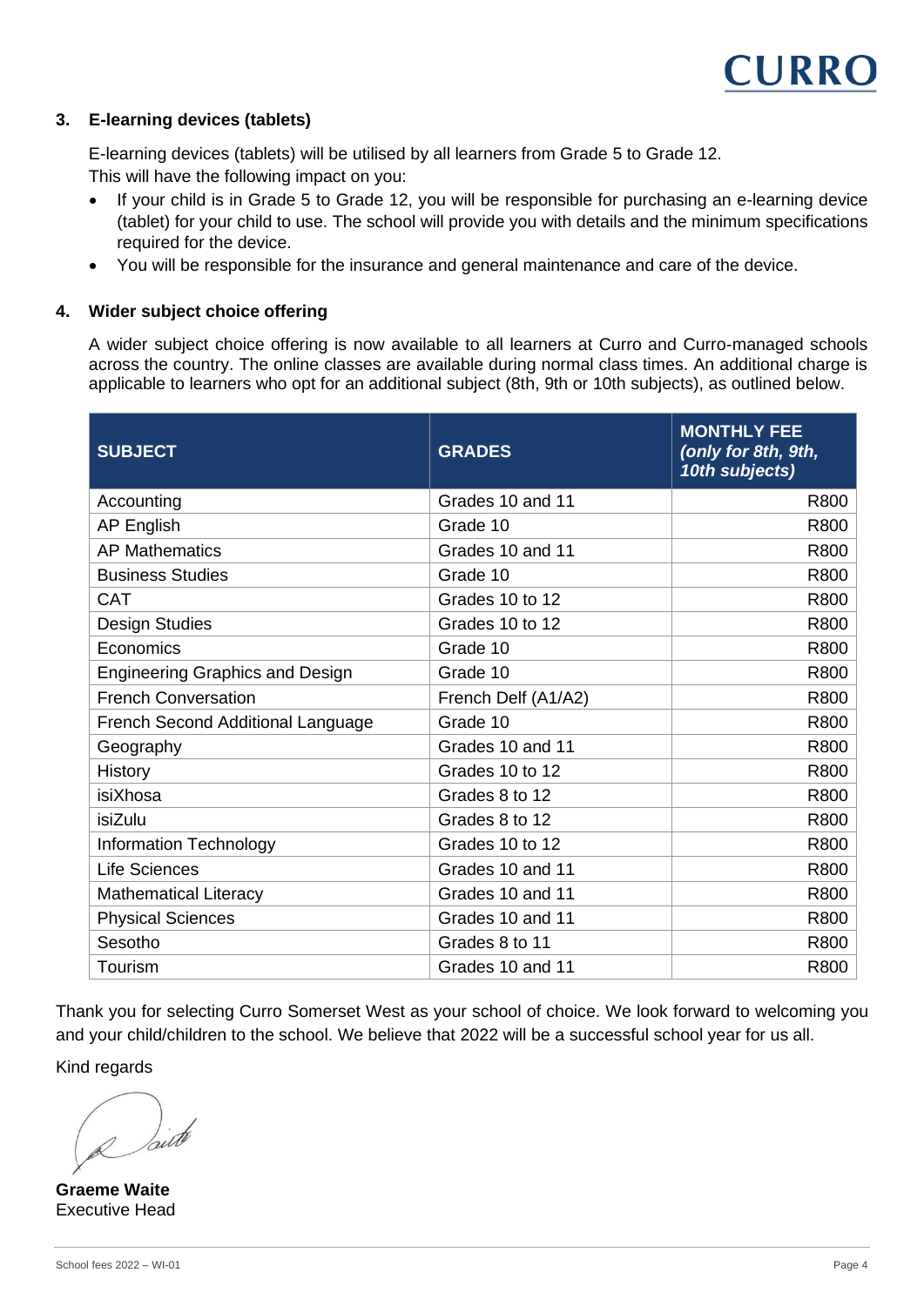## 3. E-learning devices (tablets)

E-learning devices (tablets) will be utilised by all learners from Grade 5 to Grade 12.
This will have the following impact on you:

- If your child is in Grade 5 to Grade 12, you will be responsible for purchasing an e-learning device (tablet) for your child to use. The school will provide you with details and the minimum specifications required for the device.
- You will be responsible for the insurance and general maintenance and care of the device.

## 4. Wider subject choice offering

A wider subject choice offering is now available to all learners at Curro and Curro-managed schools across the country. The online classes are available during normal class times. An additional charge is applicable to learners who opt for an additional subject (8th, 9th or 10th subjects), as outlined below.

| SUBJECT | GRADES | MONTHLY FEE *(only for 8th, 9th, 10th subjects)* |
|---|---|---|
| Accounting | Grades 10 and 11 | R800 |
| AP English | Grade 10 | R800 |
| AP Mathematics | Grades 10 and 11 | R800 |
| Business Studies | Grade 10 | R800 |
| CAT | Grades 10 to 12 | R800 |
| Design Studies | Grades 10 to 12 | R800 |
| Economics | Grade 10 | R800 |
| Engineering Graphics and Design | Grade 10 | R800 |
| French Conversation | French Delf (A1/A2) | R800 |
| French Second Additional Language | Grade 10 | R800 |
| Geography | Grades 10 and 11 | R800 |
| History | Grades 10 to 12 | R800 |
| isiXhosa | Grades 8 to 12 | R800 |
| isiZulu | Grades 8 to 12 | R800 |
| Information Technology | Grades 10 to 12 | R800 |
| Life Sciences | Grades 10 and 11 | R800 |
| Mathematical Literacy | Grades 10 and 11 | R800 |
| Physical Sciences | Grades 10 and 11 | R800 |
| Sesotho | Grades 8 to 11 | R800 |
| Tourism | Grades 10 and 11 | R800 |

Thank you for selecting Curro Somerset West as your school of choice. We look forward to welcoming you and your child/children to the school. We believe that 2022 will be a successful school year for us all.

Kind regards

**Graeme Waite**
Executive Head